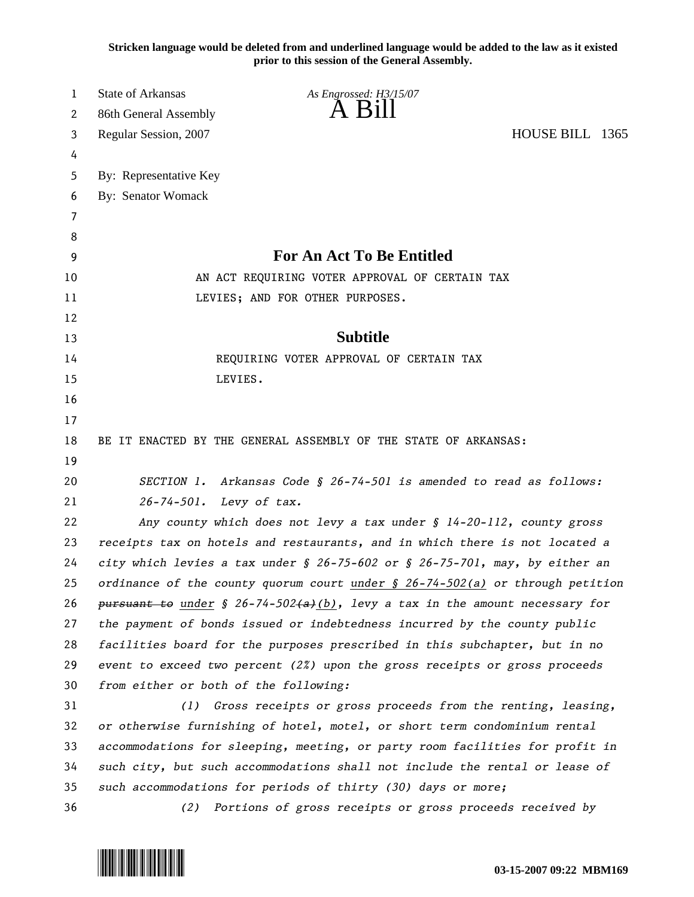**Stricken language would be deleted from and underlined language would be added to the law as it existed prior to this session of the General Assembly.**

State of Arkansas
86th General Assembly
Regular Session, 2007

*As Engrossed: H3/15/07*

# A Bill

HOUSE BILL 1365

By: Representative Key
By: Senator Womack

## For An Act To Be Entitled

AN ACT REQUIRING VOTER APPROVAL OF CERTAIN TAX LEVIES; AND FOR OTHER PURPOSES.

## Subtitle

REQUIRING VOTER APPROVAL OF CERTAIN TAX LEVIES.

BE IT ENACTED BY THE GENERAL ASSEMBLY OF THE STATE OF ARKANSAS:

*SECTION 1. Arkansas Code § 26-74-501 is amended to read as follows:*

*26-74-501. Levy of tax.*

*Any county which does not levy a tax under § 14-20-112, county gross receipts tax on hotels and restaurants, and in which there is not located a city which levies a tax under § 26-75-602 or § 26-75-701, may, by either an ordinance of the county quorum court <u>under § 26-74-502(a)</u> or through petition ~~pursuant to~~ <u>under</u> § 26-74-502~~(a)~~<u>(b)</u>, levy a tax in the amount necessary for the payment of bonds issued or indebtedness incurred by the county public facilities board for the purposes prescribed in this subchapter, but in no event to exceed two percent (2%) upon the gross receipts or gross proceeds from either or both of the following:*

*(1) Gross receipts or gross proceeds from the renting, leasing, or otherwise furnishing of hotel, motel, or short term condominium rental accommodations for sleeping, meeting, or party room facilities for profit in such city, but such accommodations shall not include the rental or lease of such accommodations for periods of thirty (30) days or more;*

*(2) Portions of gross receipts or gross proceeds received by*

03-15-2007 09:22 MBM169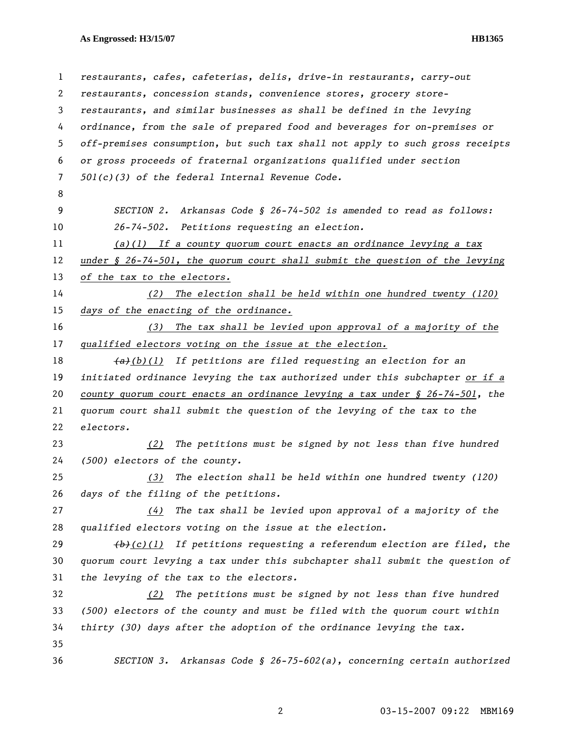restaurants, cafes, cafeterias, delis, drive-in restaurants, carry-out restaurants, concession stands, convenience stores, grocery store-restaurants, and similar businesses as shall be defined in the levying ordinance, from the sale of prepared food and beverages for on-premises or off-premises consumption, but such tax shall not apply to such gross receipts or gross proceeds of fraternal organizations qualified under section 501(c)(3) of the federal Internal Revenue Code.

SECTION 2. Arkansas Code § 26-74-502 is amended to read as follows:

26-74-502. Petitions requesting an election.

(a)(1) If a county quorum court enacts an ordinance levying a tax under § 26-74-501, the quorum court shall submit the question of the levying of the tax to the electors.

(2) The election shall be held within one hundred twenty (120) days of the enacting of the ordinance.

(3) The tax shall be levied upon approval of a majority of the qualified electors voting on the issue at the election.

~~(a)~~(b)(1) If petitions are filed requesting an election for an initiated ordinance levying the tax authorized under this subchapter or if a county quorum court enacts an ordinance levying a tax under § 26-74-501, the quorum court shall submit the question of the levying of the tax to the electors.

(2) The petitions must be signed by not less than five hundred (500) electors of the county.

(3) The election shall be held within one hundred twenty (120) days of the filing of the petitions.

(4) The tax shall be levied upon approval of a majority of the qualified electors voting on the issue at the election.

~~(b)~~(c)(1) If petitions requesting a referendum election are filed, the quorum court levying a tax under this subchapter shall submit the question of the levying of the tax to the electors.

(2) The petitions must be signed by not less than five hundred (500) electors of the county and must be filed with the quorum court within thirty (30) days after the adoption of the ordinance levying the tax.

SECTION 3. Arkansas Code § 26-75-602(a), concerning certain authorized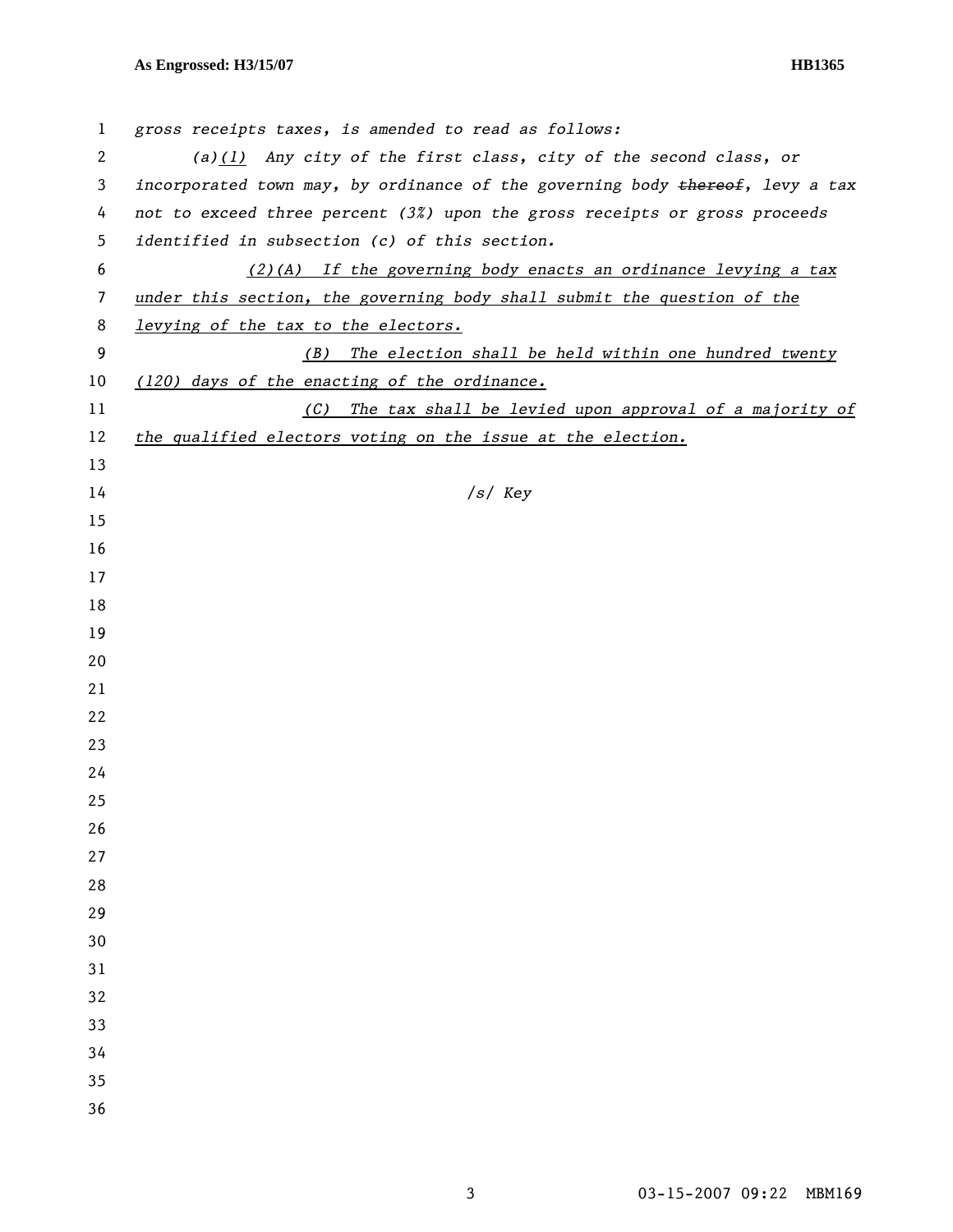*gross receipts taxes, is amended to read as follows:*

*(a)<u>(1)</u> Any city of the first class, city of the second class, or incorporated town may, by ordinance of the governing body ~~thereof~~, levy a tax not to exceed three percent (3%) upon the gross receipts or gross proceeds identified in subsection (c) of this section.*

*<u>(2)(A) If the governing body enacts an ordinance levying a tax under this section, the governing body shall submit the question of the levying of the tax to the electors.</u>*

*<u>(B) The election shall be held within one hundred twenty (120) days of the enacting of the ordinance.</u>*

*<u>(C) The tax shall be levied upon approval of a majority of the qualified electors voting on the issue at the election.</u>*

*/s/ Key*